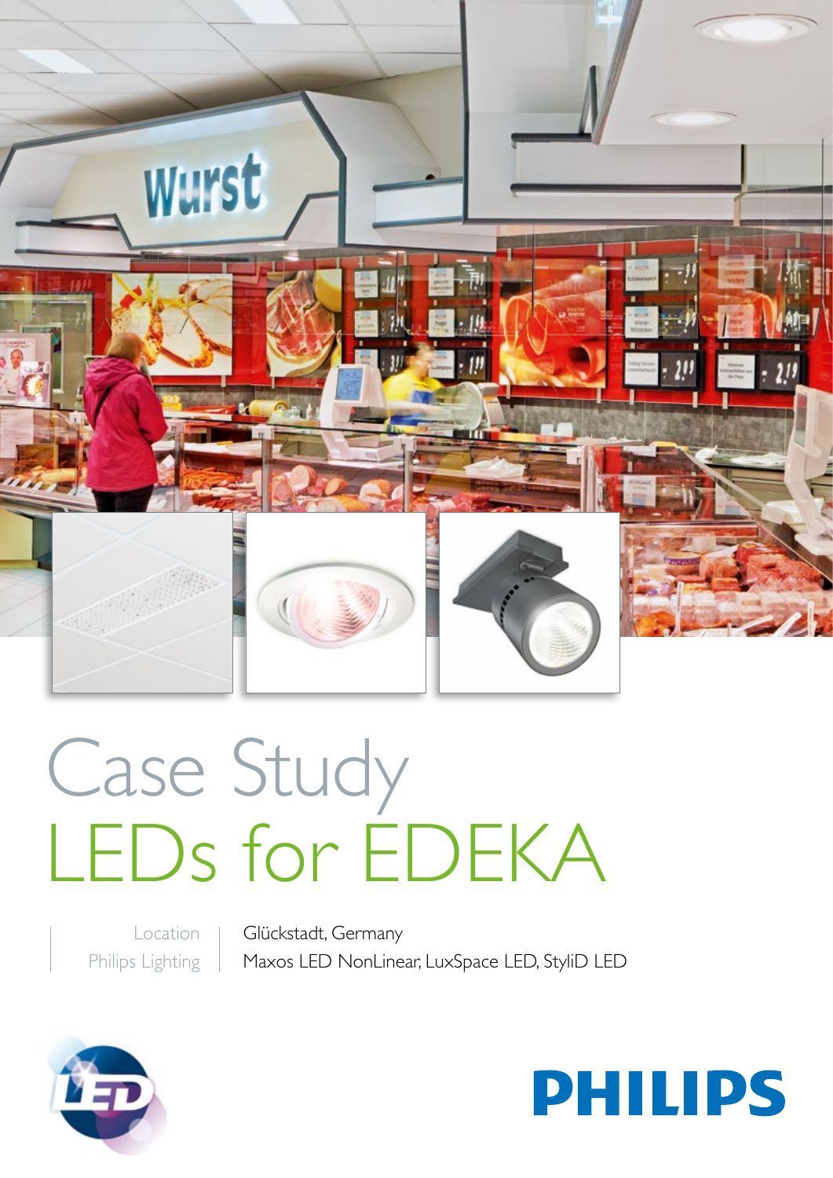# Case Study
# LEDs for EDEKA

| | |
|---|---|
| Location | Glückstadt, Germany |
| Philips Lighting | Maxos LED NonLinear, LuxSpace LED, StyliD LED |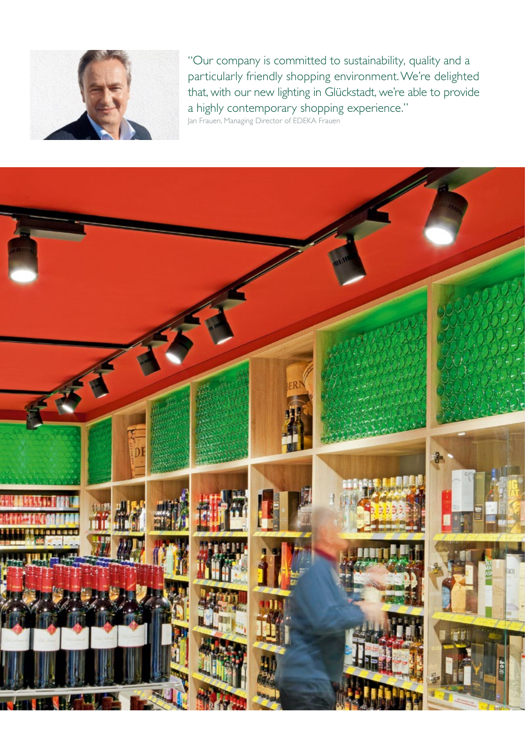"Our company is committed to sustainability, quality and a particularly friendly shopping environment. We're delighted that, with our new lighting in Glückstadt, we're able to provide a highly contemporary shopping experience."

Jan Frauen, Managing Director of EDEKA Frauen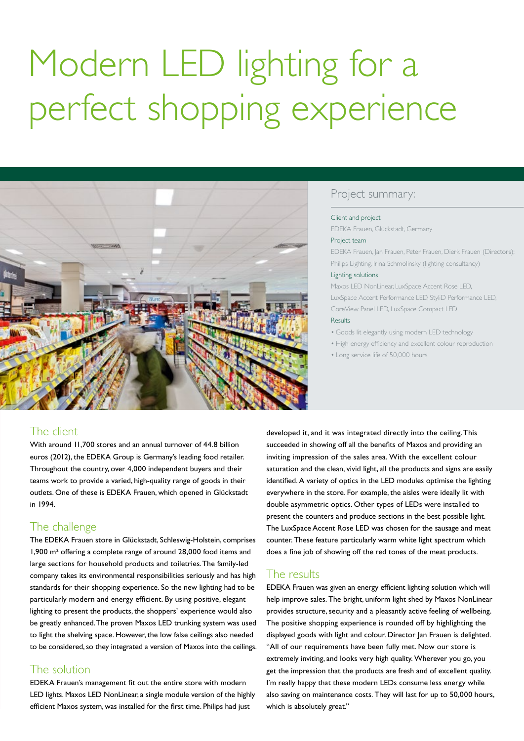# Modern LED lighting for a perfect shopping experience

## Project summary:

**Client and project**

EDEKA Frauen, Glückstadt, Germany

**Project team**

EDEKA Frauen, Jan Frauen, Peter Frauen, Dierk Frauen (Directors); Philips Lighting, Irina Schmolinsky (lighting consultancy)

**Lighting solutions**

Maxos LED NonLinear, LuxSpace Accent Rose LED, LuxSpace Accent Performance LED, StyliD Performance LED, CoreView Panel LED, LuxSpace Compact LED

**Results**

- Goods lit elegantly using modern LED technology
- High energy efficiency and excellent colour reproduction
- Long service life of 50,000 hours

## The client

With around 11,700 stores and an annual turnover of 44.8 billion euros (2012), the EDEKA Group is Germany's leading food retailer. Throughout the country, over 4,000 independent buyers and their teams work to provide a varied, high-quality range of goods in their outlets. One of these is EDEKA Frauen, which opened in Glückstadt in 1994.

## The challenge

The EDEKA Frauen store in Glückstadt, Schleswig-Holstein, comprises 1,900 m² offering a complete range of around 28,000 food items and large sections for household products and toiletries. The family-led company takes its environmental responsibilities seriously and has high standards for their shopping experience. So the new lighting had to be particularly modern and energy efficient. By using positive, elegant lighting to present the products, the shoppers' experience would also be greatly enhanced. The proven Maxos LED trunking system was used to light the shelving space. However, the low false ceilings also needed to be considered, so they integrated a version of Maxos into the ceilings.

## The solution

EDEKA Frauen's management fit out the entire store with modern LED lights. Maxos LED NonLinear, a single module version of the highly efficient Maxos system, was installed for the first time. Philips had just developed it, and it was integrated directly into the ceiling. This succeeded in showing off all the benefits of Maxos and providing an inviting impression of the sales area. With the excellent colour saturation and the clean, vivid light, all the products and signs are easily identified. A variety of optics in the LED modules optimise the lighting everywhere in the store. For example, the aisles were ideally lit with double asymmetric optics. Other types of LEDs were installed to present the counters and produce sections in the best possible light. The LuxSpace Accent Rose LED was chosen for the sausage and meat counter. These feature particularly warm white light spectrum which does a fine job of showing off the red tones of the meat products.

## The results

EDEKA Frauen was given an energy efficient lighting solution which will help improve sales. The bright, uniform light shed by Maxos NonLinear provides structure, security and a pleasantly active feeling of wellbeing. The positive shopping experience is rounded off by highlighting the displayed goods with light and colour. Director Jan Frauen is delighted. "All of our requirements have been fully met. Now our store is extremely inviting, and looks very high quality. Wherever you go, you get the impression that the products are fresh and of excellent quality. I'm really happy that these modern LEDs consume less energy while also saving on maintenance costs. They will last for up to 50,000 hours, which is absolutely great."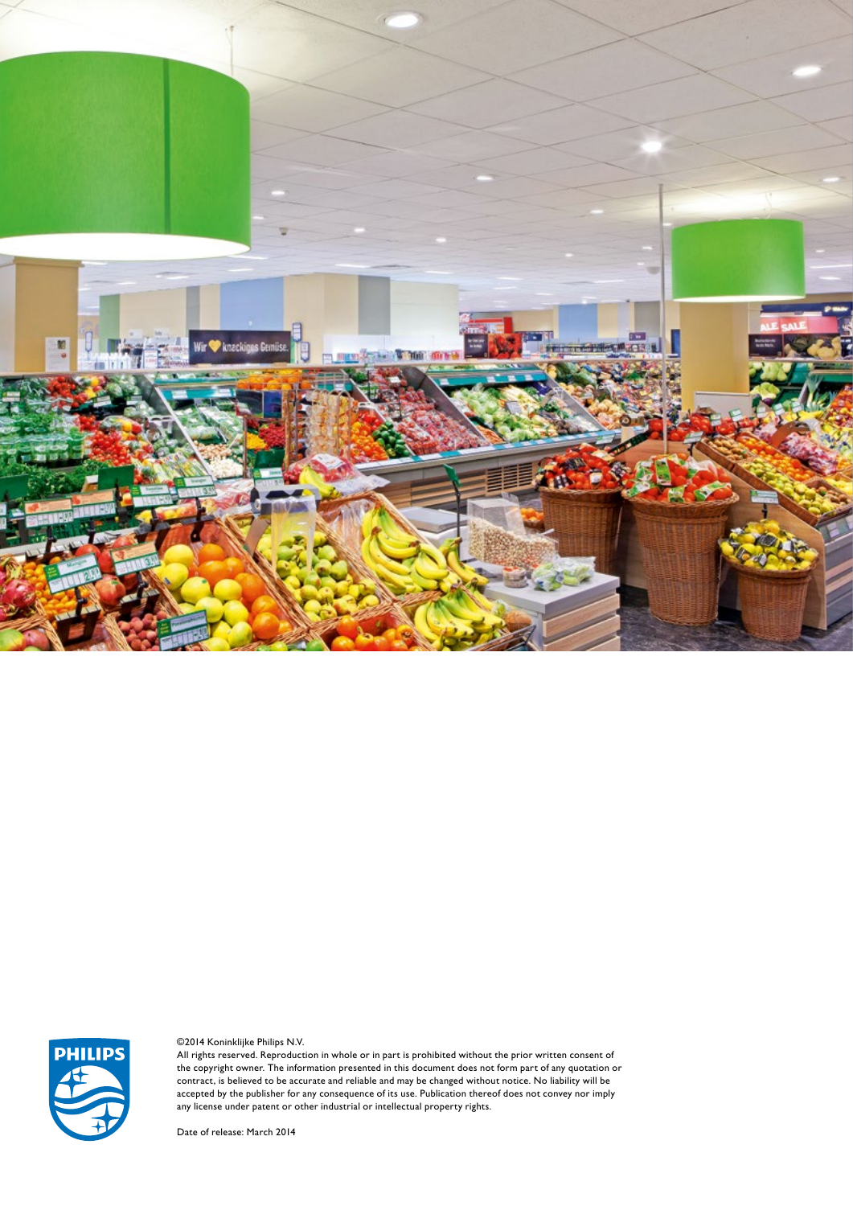©2014 Koninklijke Philips N.V.
All rights reserved. Reproduction in whole or in part is prohibited without the prior written consent of the copyright owner. The information presented in this document does not form part of any quotation or contract, is believed to be accurate and reliable and may be changed without notice. No liability will be accepted by the publisher for any consequence of its use. Publication thereof does not convey nor imply any license under patent or other industrial or intellectual property rights.

Date of release: March 2014